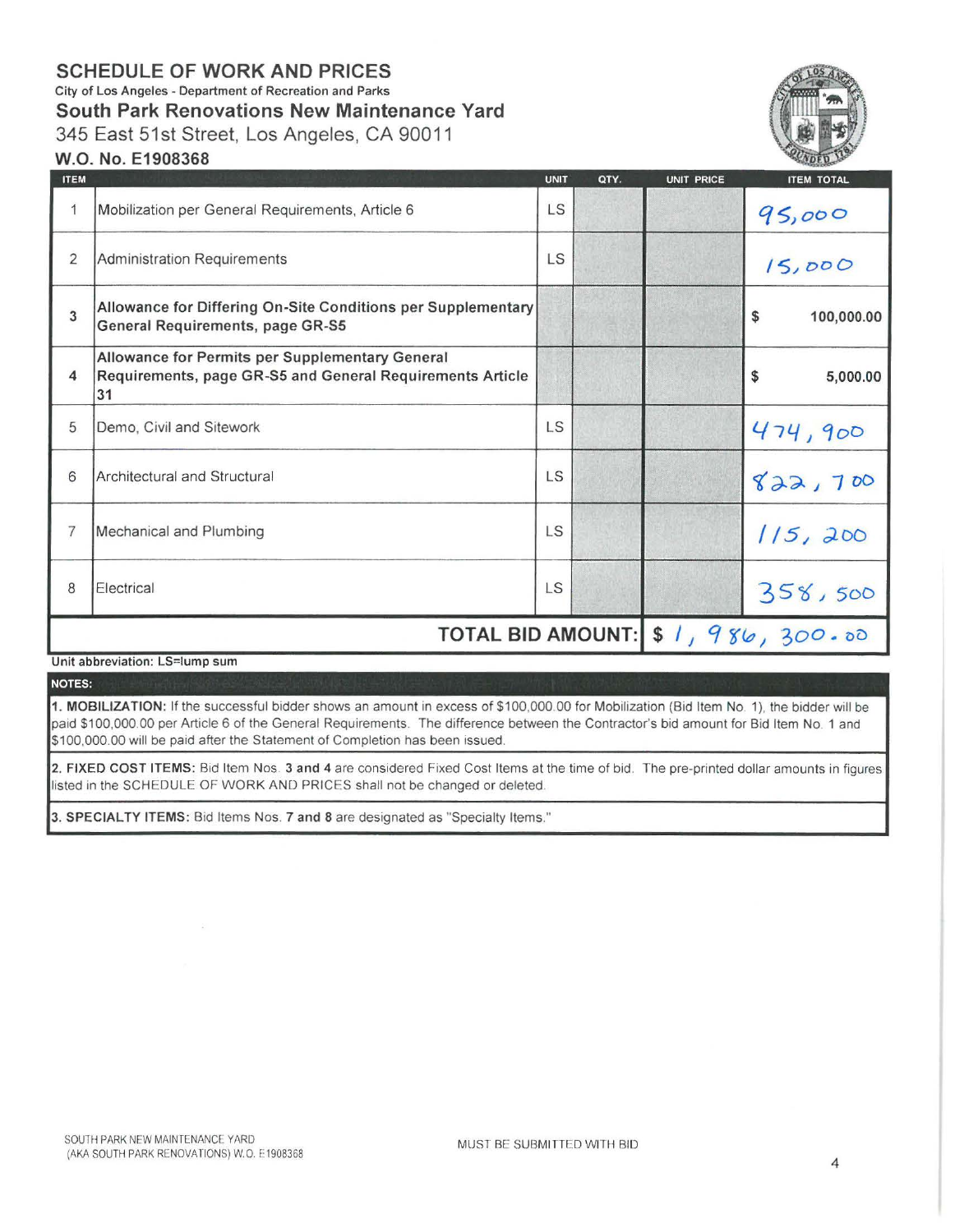# SCHEDULE OF WORK AND PRICES

City of Los Angeles - Department of Recreation and Parks

## South Park Renovations New Maintenance Yard

345 East 51st Street, Los Angeles, CA 90011

### W.O. No. E1908368

| ITEM | | UNIT | QTY. | UNIT PRICE | ITEM TOTAL |
|---|---|---|---|---|---|
| 1 | Mobilization per General Requirements, Article 6 | LS | | | 95,000 |
| 2 | Administration Requirements | LS | | | 15,000 |
| 3 | **Allowance for Differing On-Site Conditions per Supplementary General Requirements, page GR-S5** | | | | $ 100,000.00 |
| 4 | **Allowance for Permits per Supplementary General Requirements, page GR-S5 and General Requirements Article 31** | | | | $ 5,000.00 |
| 5 | Demo, Civil and Sitework | LS | | | 474,900 |
| 6 | Architectural and Structural | LS | | | 822,700 |
| 7 | Mechanical and Plumbing | LS | | | 115,200 |
| 8 | Electrical | LS | | | 358,500 |
| | **TOTAL BID AMOUNT:** | | | | $ 1,986,300.00 |

Unit abbreviation: LS=lump sum

**NOTES:**

**1. MOBILIZATION:** If the successful bidder shows an amount in excess of $100,000.00 for Mobilization (Bid Item No. 1), the bidder will be paid $100,000.00 per Article 6 of the General Requirements. The difference between the Contractor's bid amount for Bid Item No. 1 and $100,000.00 will be paid after the Statement of Completion has been issued.

**2. FIXED COST ITEMS:** Bid Item Nos. **3 and 4** are considered Fixed Cost Items at the time of bid. The pre-printed dollar amounts in figures listed in the SCHEDULE OF WORK AND PRICES shall not be changed or deleted.

**3. SPECIALTY ITEMS:** Bid Items Nos. **7 and 8** are designated as "Specialty Items."

MUST BE SUBMITTED WITH BID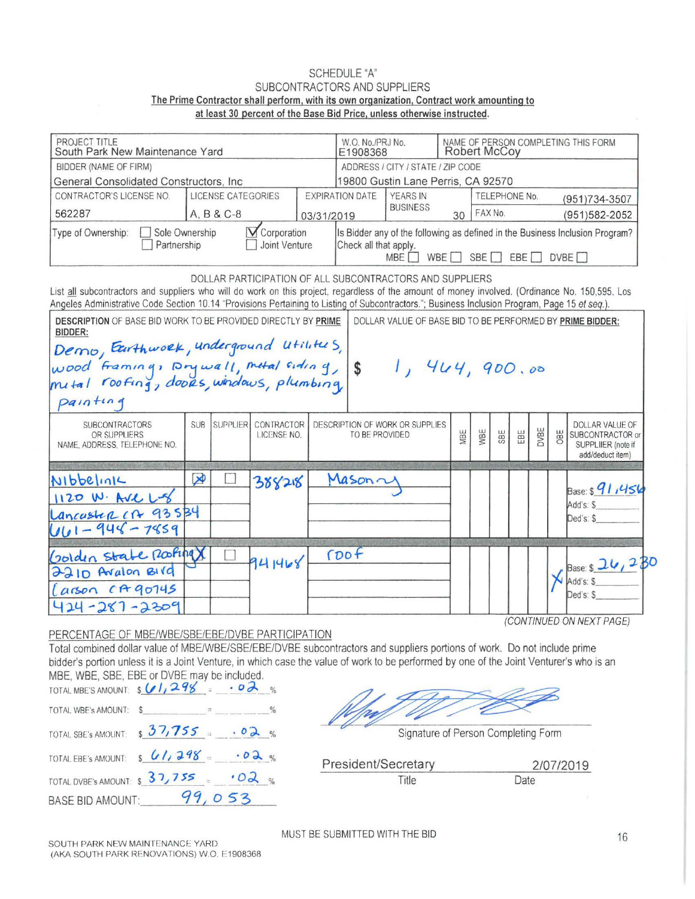# SCHEDULE "A"
## SUBCONTRACTORS AND SUPPLIERS

**The Prime Contractor shall perform, with its own organization, Contract work amounting to at least 30 percent of the Base Bid Price, unless otherwise instructed.**

| PROJECT TITLE | | | W.O. No./PRJ No. | | NAME OF PERSON COMPLETING THIS FORM | |
|---|---|---|---|---|---|---|
| South Park New Maintenance Yard | | | E1908368 | | Robert McCoy | |
| BIDDER (NAME OF FIRM) | | | ADDRESS / CITY / STATE / ZIP CODE | | | |
| General Consolidated Constructors, Inc | | | 19800 Gustin Lane Perris, CA 92570 | | | |
| CONTRACTOR'S LICENSE NO. | LICENSE CATEGORIES | EXPIRATION DATE | YEARS IN BUSINESS | | TELEPHONE No. | (951)734-3507 |
| 562287 | A, B & C-8 | 03/31/2019 | 30 | | FAX No. | (951)582-2052 |
| Type of Ownership: ☐ Sole Ownership ☐ Partnership | ☑ Corporation ☐ Joint Venture | | Is Bidder any of the following as defined in the Business Inclusion Program? Check all that apply. MBE ☐ WBE ☐ SBE ☐ EBE ☐ DVBE ☐ | | | |

DOLLAR PARTICIPATION OF ALL SUBCONTRACTORS AND SUPPLIERS

List all subcontractors and suppliers who will do work on this project, regardless of the amount of money involved. (Ordinance No. 150,595. Los Angeles Administrative Code Section 10.14 "Provisions Pertaining to Listing of Subcontractors."; Business Inclusion Program, Page 15 *et seq.*).

| DESCRIPTION OF BASE BID WORK TO BE PROVIDED DIRECTLY BY **PRIME** BIDDER: | DOLLAR VALUE OF BASE BID TO BE PERFORMED BY **PRIME BIDDER:** |
|---|---|
| Demo, Earthwork, underground utilities, wood framing, Drywall, metal siding, metal roofing, doors, windows, plumbing painting | $ 1,464,900.00 |

| SUBCONTRACTORS OR SUPPLIERS NAME, ADDRESS, TELEPHONE NO. | SUB | SUPPLIER | CONTRACTOR LICENSE NO. | DESCRIPTION OF WORK OR SUPPLIES TO BE PROVIDED | MBE | WBE | SBE | EBE | DVBE | OBE | DOLLAR VALUE OF SUBCONTRACTOR or SUPPLIER (note if add/deduct item) |
|---|---|---|---|---|---|---|---|---|---|---|---|
| Nibbelink, 1120 W. Ave L-8, Lancaster CA 93534, 661-948-7859 | ☒ | ☐ | 388218 | Masonry | | | | | | | Base: $ 91,456 Add's: $ Ded's: $ |
| Golden State Roofing, 2210 Avalon Blvd, Carson CA 90745, 424-287-2309 | ☒ | ☐ | 941468 | roof | | | | | | X | Base: $ 26,230 Add's: $ Ded's: $ |

*(CONTINUED ON NEXT PAGE)*

PERCENTAGE OF MBE/WBE/SBE/EBE/DVBE PARTICIPATION

Total combined dollar value of MBE/WBE/SBE/EBE/DVBE subcontractors and suppliers portions of work. Do not include prime bidder's portion unless it is a Joint Venture, in which case the value of work to be performed by one of the Joint Venturer's who is an MBE, WBE, SBE, EBE or DVBE may be included.

TOTAL MBE'S AMOUNT: $ 61,298 = .02 %

TOTAL WBE's AMOUNT: $ ______ = ______ %

TOTAL SBE's AMOUNT: $ 37,755 = .02 %

TOTAL EBE's AMOUNT: $ 61,298 = .02 %

TOTAL DVBE's AMOUNT: $ 37,755 = .02 %

BASE BID AMOUNT: 99,053

Signature of Person Completing Form

President/Secretary — Title

2/07/2019 — Date

MUST BE SUBMITTED WITH THE BID

SOUTH PARK NEW MAINTENANCE YARD (AKA SOUTH PARK RENOVATIONS) W.O. E1908368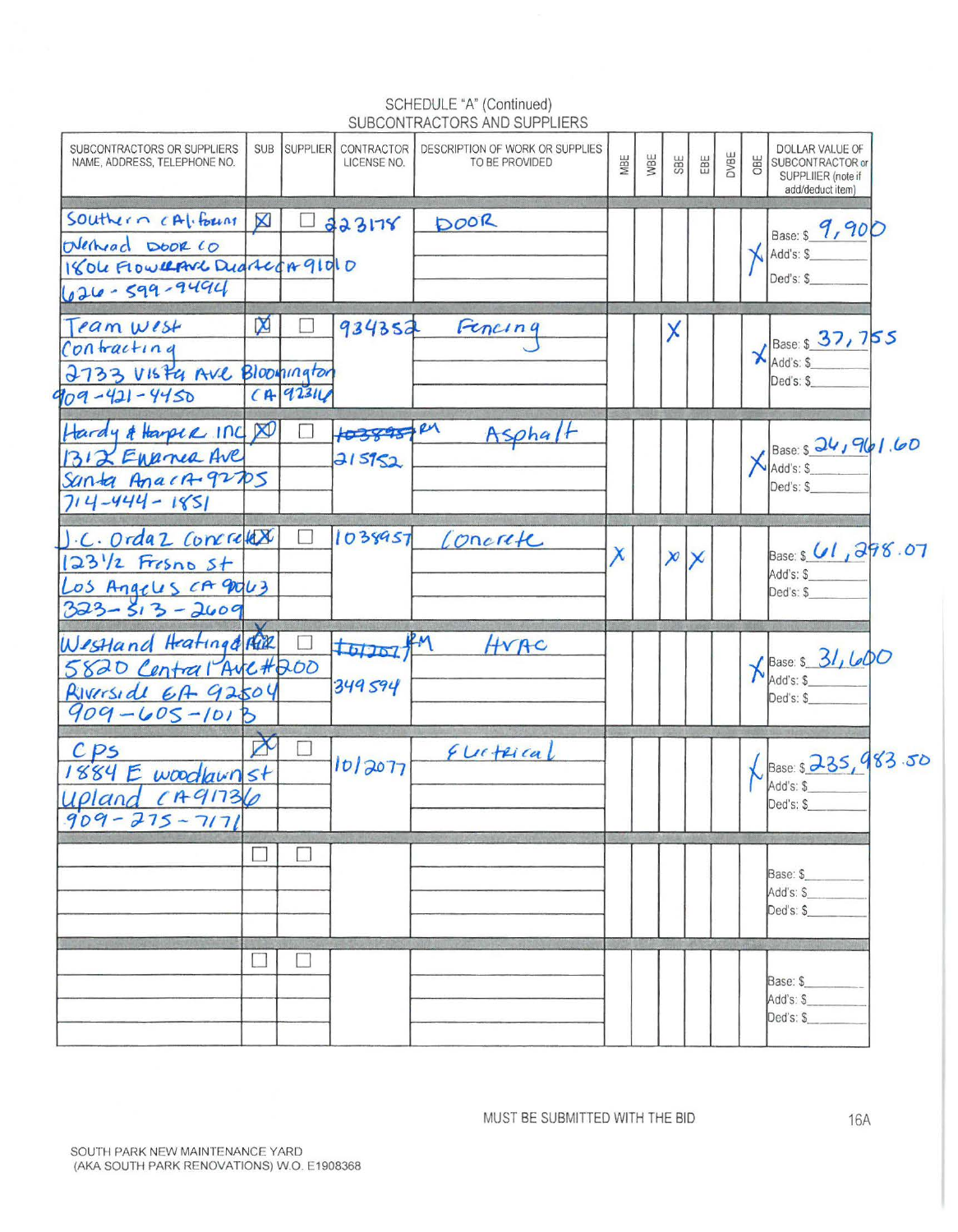SCHEDULE "A" (Continued)
SUBCONTRACTORS AND SUPPLIERS

| SUBCONTRACTORS OR SUPPLIERS NAME, ADDRESS, TELEPHONE NO. | SUB | SUPPLIER | CONTRACTOR LICENSE NO. | DESCRIPTION OF WORK OR SUPPLIES TO BE PROVIDED | MBE | WBE | SBE | EBE | DVBE | OBE | DOLLAR VALUE OF SUBCONTRACTOR or SUPPLIER (note if add/deduct item) |
|---|---|---|---|---|---|---|---|---|---|---|---|
| Southern California Overhead Door Co 1806 Flower Ave Duarte CA 91010 626-599-9494 | ☒ | ☐ | 223178 | DOOR | | | | | | X | Base: $ 9,900 Add's: $ Ded's: $ |
| Team West Contracting 2733 Vista Ave Bloomington CA 92316 909-421-4450 | ☒ | ☐ | 934352 | Fencing | | | X | | | X | Base: $ 37,755 Add's: $ Ded's: $ |
| Hardy & Harper INC 1312 Euanea Ave Santa Ana CA 92705 714-444-1851 | ☒ | ☐ | ~~1038957~~ RM 215952 | Asphalt | | | | | | X | Base: $ 24,961.60 Add's: $ Ded's: $ |
| J.C. Ordaz Concrete 1231/2 Fresno St Los Angeles CA 90063 323-313-2609 | ☒ | ☐ | 1038957 | Concrete | X | | X | X | | | Base: $ 61,298.07 Add's: $ Ded's: $ |
| Westland Heating & Air 5820 Central Ave #200 Riverside CA 92504 909-605-1013 | ☒ | ☐ | ~~1012027~~ RM 349594 | HVAC | | | | | | X | Base: $ 31,600 Add's: $ Ded's: $ |
| CPS 1884 E Woodlawn St Upland CA 91736 909-275-7171 | ☒ | ☐ | 1012077 | Electrical | | | | | | X | Base: $ 235,983.50 Add's: $ Ded's: $ |
| | ☐ | ☐ | | | | | | | | | Base: $ Add's: $ Ded's: $ |
| | ☐ | ☐ | | | | | | | | | Base: $ Add's: $ Ded's: $ |

MUST BE SUBMITTED WITH THE BID

SOUTH PARK NEW MAINTENANCE YARD
(AKA SOUTH PARK RENOVATIONS) W.O. E1908368